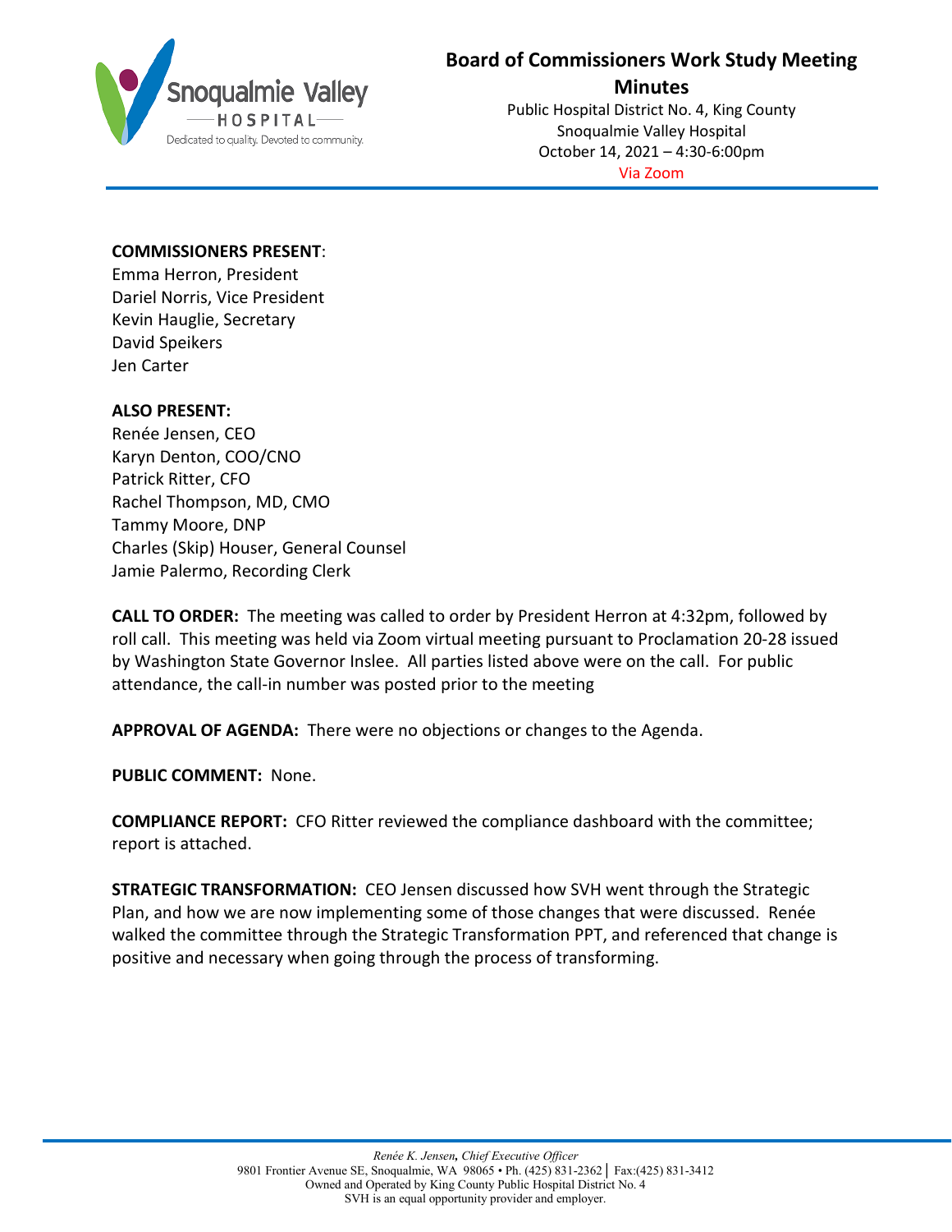# Board of Commissioners Work Study Meeting Minutes

Public Hospital District No. 4, King County
Snoqualmie Valley Hospital
October 14, 2021 – 4:30-6:00pm
Via Zoom

**COMMISSIONERS PRESENT**:
Emma Herron, President
Dariel Norris, Vice President
Kevin Hauglie, Secretary
David Speikers
Jen Carter

**ALSO PRESENT:**
Renée Jensen, CEO
Karyn Denton, COO/CNO
Patrick Ritter, CFO
Rachel Thompson, MD, CMO
Tammy Moore, DNP
Charles (Skip) Houser, General Counsel
Jamie Palermo, Recording Clerk

**CALL TO ORDER:** The meeting was called to order by President Herron at 4:32pm, followed by roll call. This meeting was held via Zoom virtual meeting pursuant to Proclamation 20-28 issued by Washington State Governor Inslee. All parties listed above were on the call. For public attendance, the call-in number was posted prior to the meeting

**APPROVAL OF AGENDA:** There were no objections or changes to the Agenda.

**PUBLIC COMMENT:** None.

**COMPLIANCE REPORT:** CFO Ritter reviewed the compliance dashboard with the committee; report is attached.

**STRATEGIC TRANSFORMATION:** CEO Jensen discussed how SVH went through the Strategic Plan, and how we are now implementing some of those changes that were discussed. Renée walked the committee through the Strategic Transformation PPT, and referenced that change is positive and necessary when going through the process of transforming.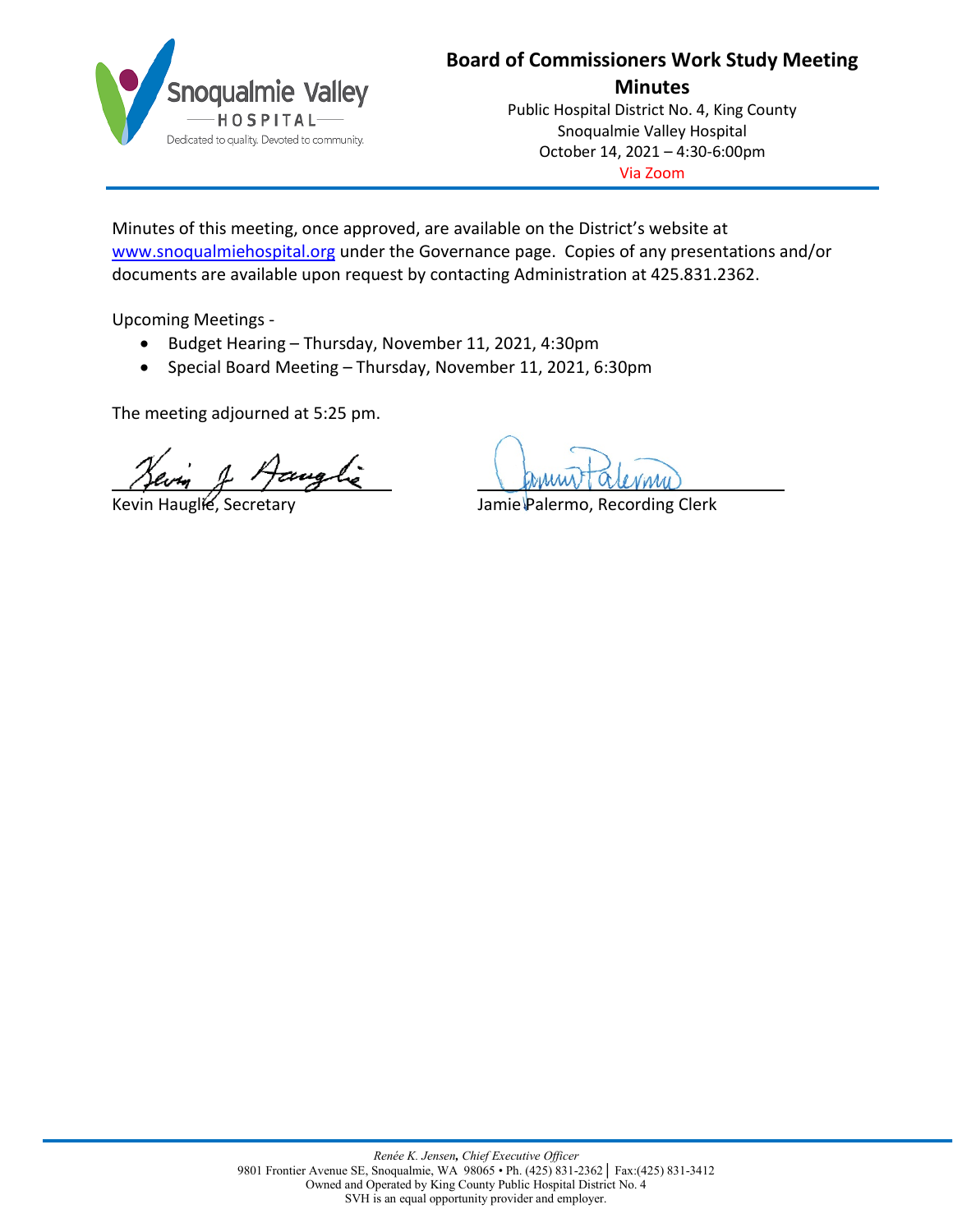## Board of Commissioners Work Study Meeting Minutes

Public Hospital District No. 4, King County
Snoqualmie Valley Hospital
October 14, 2021 – 4:30-6:00pm
Via Zoom

Minutes of this meeting, once approved, are available on the District's website at www.snoqualmiehospital.org under the Governance page. Copies of any presentations and/or documents are available upon request by contacting Administration at 425.831.2362.

Upcoming Meetings -

- Budget Hearing – Thursday, November 11, 2021, 4:30pm
- Special Board Meeting – Thursday, November 11, 2021, 6:30pm

The meeting adjourned at 5:25 pm.

Kevin Hauglie, Secretary

Jamie Palermo, Recording Clerk